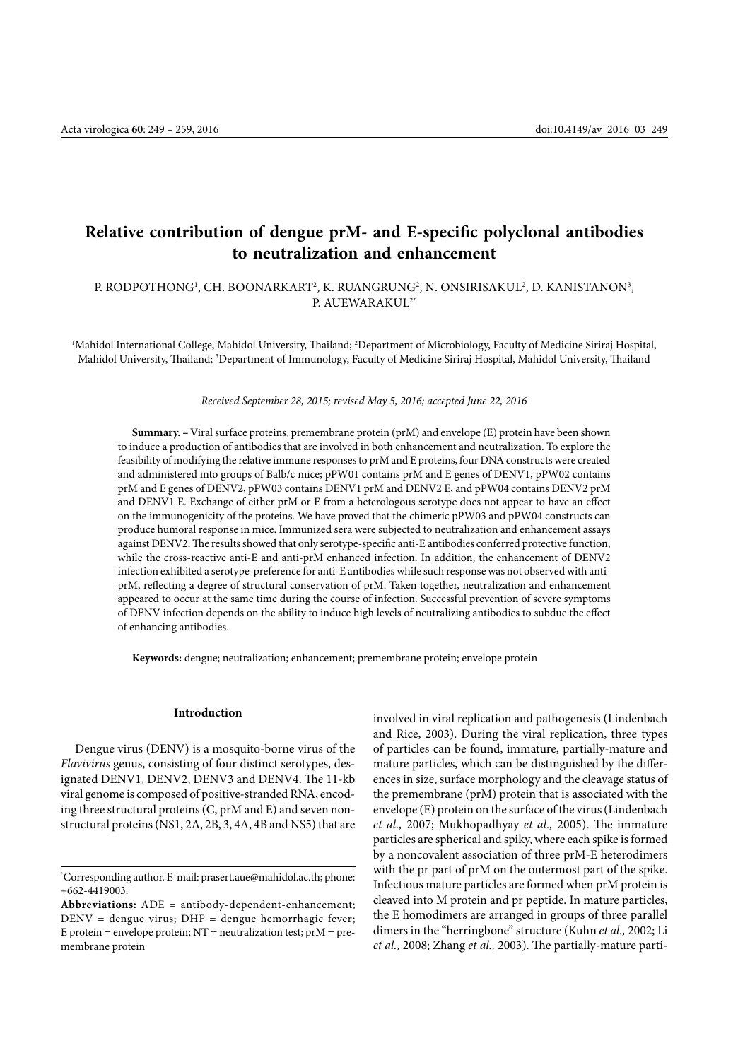# Relative contribution of dengue prM- and E-specific polyclonal antibodies to neutralization and enhancement

P. RODPOTHONG[1], CH. BOONARKART[2], K. RUANGRUNG[2], N. ONSIRISAKUL[2], D. KANISTANON[3], P. AUEWARAKUL[2*]

[1]Mahidol International College, Mahidol University, Thailand; [2]Department of Microbiology, Faculty of Medicine Siriraj Hospital, Mahidol University, Thailand; [3]Department of Immunology, Faculty of Medicine Siriraj Hospital, Mahidol University, Thailand

*Received September 28, 2015; revised May 5, 2016; accepted June 22, 2016*

**Summary.** – Viral surface proteins, premembrane protein (prM) and envelope (E) protein have been shown to induce a production of antibodies that are involved in both enhancement and neutralization. To explore the feasibility of modifying the relative immune responses to prM and E proteins, four DNA constructs were created and administered into groups of Balb/c mice; pPW01 contains prM and E genes of DENV1, pPW02 contains prM and E genes of DENV2, pPW03 contains DENV1 prM and DENV2 E, and pPW04 contains DENV2 prM and DENV1 E. Exchange of either prM or E from a heterologous serotype does not appear to have an effect on the immunogenicity of the proteins. We have proved that the chimeric pPW03 and pPW04 constructs can produce humoral response in mice. Immunized sera were subjected to neutralization and enhancement assays against DENV2. The results showed that only serotype-specific anti-E antibodies conferred protective function, while the cross-reactive anti-E and anti-prM enhanced infection. In addition, the enhancement of DENV2 infection exhibited a serotype-preference for anti-E antibodies while such response was not observed with anti-prM, reflecting a degree of structural conservation of prM. Taken together, neutralization and enhancement appeared to occur at the same time during the course of infection. Successful prevention of severe symptoms of DENV infection depends on the ability to induce high levels of neutralizing antibodies to subdue the effect of enhancing antibodies.

**Keywords:** dengue; neutralization; enhancement; premembrane protein; envelope protein

## Introduction

Dengue virus (DENV) is a mosquito-borne virus of the *Flavivirus* genus, consisting of four distinct serotypes, designated DENV1, DENV2, DENV3 and DENV4. The 11-kb viral genome is composed of positive-stranded RNA, encoding three structural proteins (C, prM and E) and seven nonstructural proteins (NS1, 2A, 2B, 3, 4A, 4B and NS5) that are involved in viral replication and pathogenesis (Lindenbach and Rice, 2003). During the viral replication, three types of particles can be found, immature, partially-mature and mature particles, which can be distinguished by the differences in size, surface morphology and the cleavage status of the premembrane (prM) protein that is associated with the envelope (E) protein on the surface of the virus (Lindenbach *et al.,* 2007; Mukhopadhyay *et al.,* 2005). The immature particles are spherical and spiky, where each spike is formed by a noncovalent association of three prM-E heterodimers with the pr part of prM on the outermost part of the spike. Infectious mature particles are formed when prM protein is cleaved into M protein and pr peptide. In mature particles, the E homodimers are arranged in groups of three parallel dimers in the "herringbone" structure (Kuhn *et al.,* 2002; Li *et al.,* 2008; Zhang *et al.,* 2003). The partially-mature parti-

*Corresponding author. E-mail: prasert.aue@mahidol.ac.th; phone: +662-4419003.

**Abbreviations:** ADE = antibody-dependent-enhancement; DENV = dengue virus; DHF = dengue hemorrhagic fever; E protein = envelope protein; NT = neutralization test; prM = premembrane protein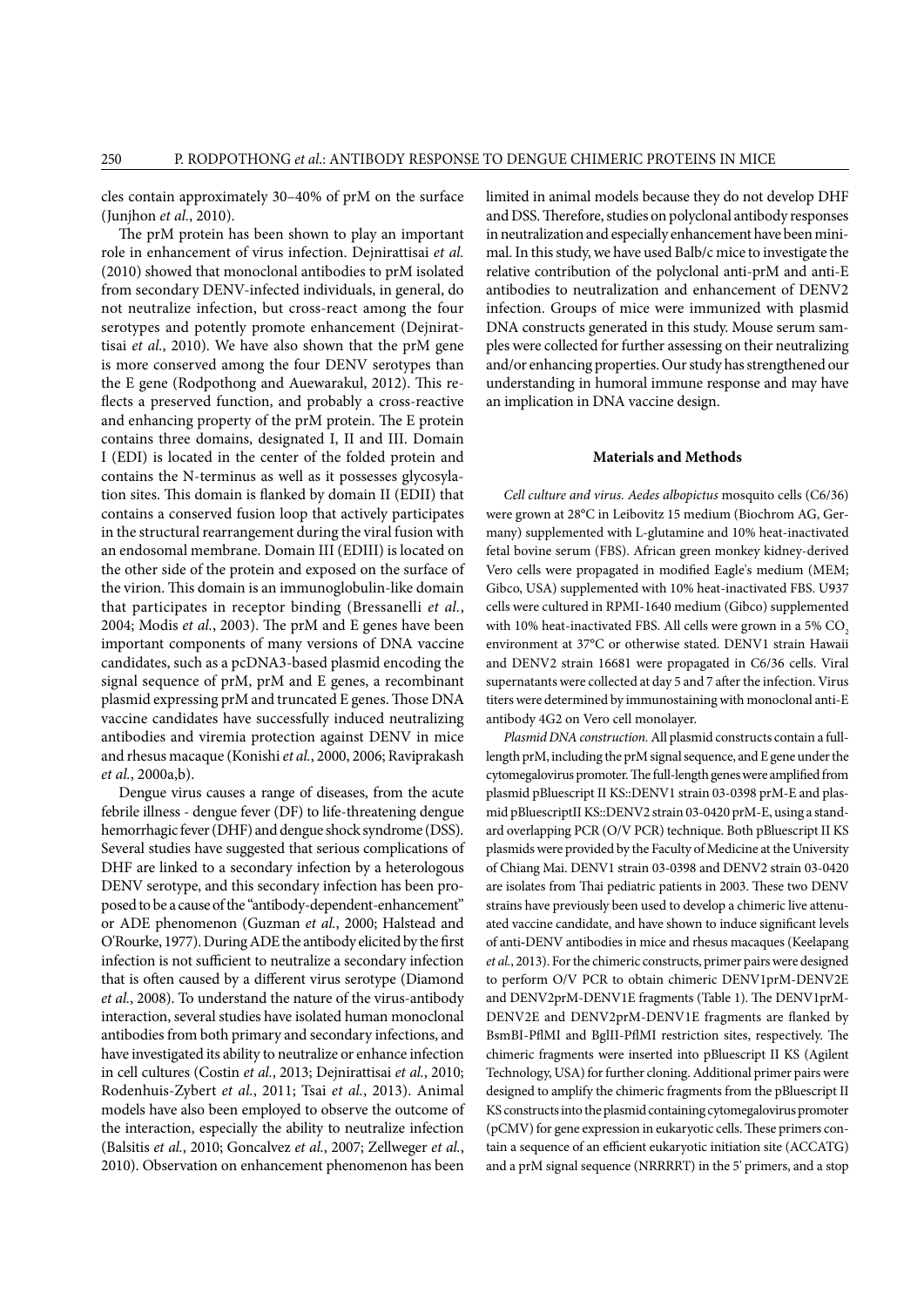cles contain approximately 30–40% of prM on the surface (Junjhon *et al.*, 2010).

The prM protein has been shown to play an important role in enhancement of virus infection. Dejnirattisai *et al.* (2010) showed that monoclonal antibodies to prM isolated from secondary DENV-infected individuals, in general, do not neutralize infection, but cross-react among the four serotypes and potently promote enhancement (Dejnirattisai *et al.*, 2010). We have also shown that the prM gene is more conserved among the four DENV serotypes than the E gene (Rodpothong and Auewarakul, 2012). This reflects a preserved function, and probably a cross-reactive and enhancing property of the prM protein. The E protein contains three domains, designated I, II and III. Domain I (EDI) is located in the center of the folded protein and contains the N-terminus as well as it possesses glycosylation sites. This domain is flanked by domain II (EDII) that contains a conserved fusion loop that actively participates in the structural rearrangement during the viral fusion with an endosomal membrane. Domain III (EDIII) is located on the other side of the protein and exposed on the surface of the virion. This domain is an immunoglobulin-like domain that participates in receptor binding (Bressanelli *et al.*, 2004; Modis *et al.*, 2003). The prM and E genes have been important components of many versions of DNA vaccine candidates, such as a pcDNA3-based plasmid encoding the signal sequence of prM, prM and E genes, a recombinant plasmid expressing prM and truncated E genes. Those DNA vaccine candidates have successfully induced neutralizing antibodies and viremia protection against DENV in mice and rhesus macaque (Konishi *et al.*, 2000, 2006; Raviprakash *et al.*, 2000a,b).

Dengue virus causes a range of diseases, from the acute febrile illness - dengue fever (DF) to life-threatening dengue hemorrhagic fever (DHF) and dengue shock syndrome (DSS). Several studies have suggested that serious complications of DHF are linked to a secondary infection by a heterologous DENV serotype, and this secondary infection has been proposed to be a cause of the "antibody-dependent-enhancement" or ADE phenomenon (Guzman *et al.*, 2000; Halstead and O'Rourke, 1977). During ADE the antibody elicited by the first infection is not sufficient to neutralize a secondary infection that is often caused by a different virus serotype (Diamond *et al.*, 2008). To understand the nature of the virus-antibody interaction, several studies have isolated human monoclonal antibodies from both primary and secondary infections, and have investigated its ability to neutralize or enhance infection in cell cultures (Costin *et al.*, 2013; Dejnirattisai *et al.*, 2010; Rodenhuis-Zybert *et al.*, 2011; Tsai *et al.*, 2013). Animal models have also been employed to observe the outcome of the interaction, especially the ability to neutralize infection (Balsitis *et al.*, 2010; Goncalvez *et al.*, 2007; Zellweger *et al.*, 2010). Observation on enhancement phenomenon has been limited in animal models because they do not develop DHF and DSS. Therefore, studies on polyclonal antibody responses in neutralization and especially enhancement have been minimal. In this study, we have used Balb/c mice to investigate the relative contribution of the polyclonal anti-prM and anti-E antibodies to neutralization and enhancement of DENV2 infection. Groups of mice were immunized with plasmid DNA constructs generated in this study. Mouse serum samples were collected for further assessing on their neutralizing and/or enhancing properties. Our study has strengthened our understanding in humoral immune response and may have an implication in DNA vaccine design.

## Materials and Methods

*Cell culture and virus.* *Aedes albopictus* mosquito cells (C6/36) were grown at 28°C in Leibovitz 15 medium (Biochrom AG, Germany) supplemented with L-glutamine and 10% heat-inactivated fetal bovine serum (FBS). African green monkey kidney-derived Vero cells were propagated in modified Eagle's medium (MEM; Gibco, USA) supplemented with 10% heat-inactivated FBS. U937 cells were cultured in RPMI-1640 medium (Gibco) supplemented with 10% heat-inactivated FBS. All cells were grown in a 5% $CO_2$ environment at 37°C or otherwise stated. DENV1 strain Hawaii and DENV2 strain 16681 were propagated in C6/36 cells. Viral supernatants were collected at day 5 and 7 after the infection. Virus titers were determined by immunostaining with monoclonal anti-E antibody 4G2 on Vero cell monolayer.

*Plasmid DNA construction.* All plasmid constructs contain a full-length prM, including the prM signal sequence, and E gene under the cytomegalovirus promoter. The full-length genes were amplified from plasmid pBluescript II KS::DENV1 strain 03-0398 prM-E and plasmid pBluescriptII KS::DENV2 strain 03-0420 prM-E, using a standard overlapping PCR (O/V PCR) technique. Both pBluescript II KS plasmids were provided by the Faculty of Medicine at the University of Chiang Mai. DENV1 strain 03-0398 and DENV2 strain 03-0420 are isolates from Thai pediatric patients in 2003. These two DENV strains have previously been used to develop a chimeric live attenuated vaccine candidate, and have shown to induce significant levels of anti-DENV antibodies in mice and rhesus macaques (Keelapang *et al.*, 2013). For the chimeric constructs, primer pairs were designed to perform O/V PCR to obtain chimeric DENV1prM-DENV2E and DENV2prM-DENV1E fragments (Table 1). The DENV1prM-DENV2E and DENV2prM-DENV1E fragments are flanked by BsmBI-PflMI and BglII-PflMI restriction sites, respectively. The chimeric fragments were inserted into pBluescript II KS (Agilent Technology, USA) for further cloning. Additional primer pairs were designed to amplify the chimeric fragments from the pBluescript II KS constructs into the plasmid containing cytomegalovirus promoter (pCMV) for gene expression in eukaryotic cells. These primers contain a sequence of an efficient eukaryotic initiation site (ACCATG) and a prM signal sequence (NRRRRT) in the 5' primers, and a stop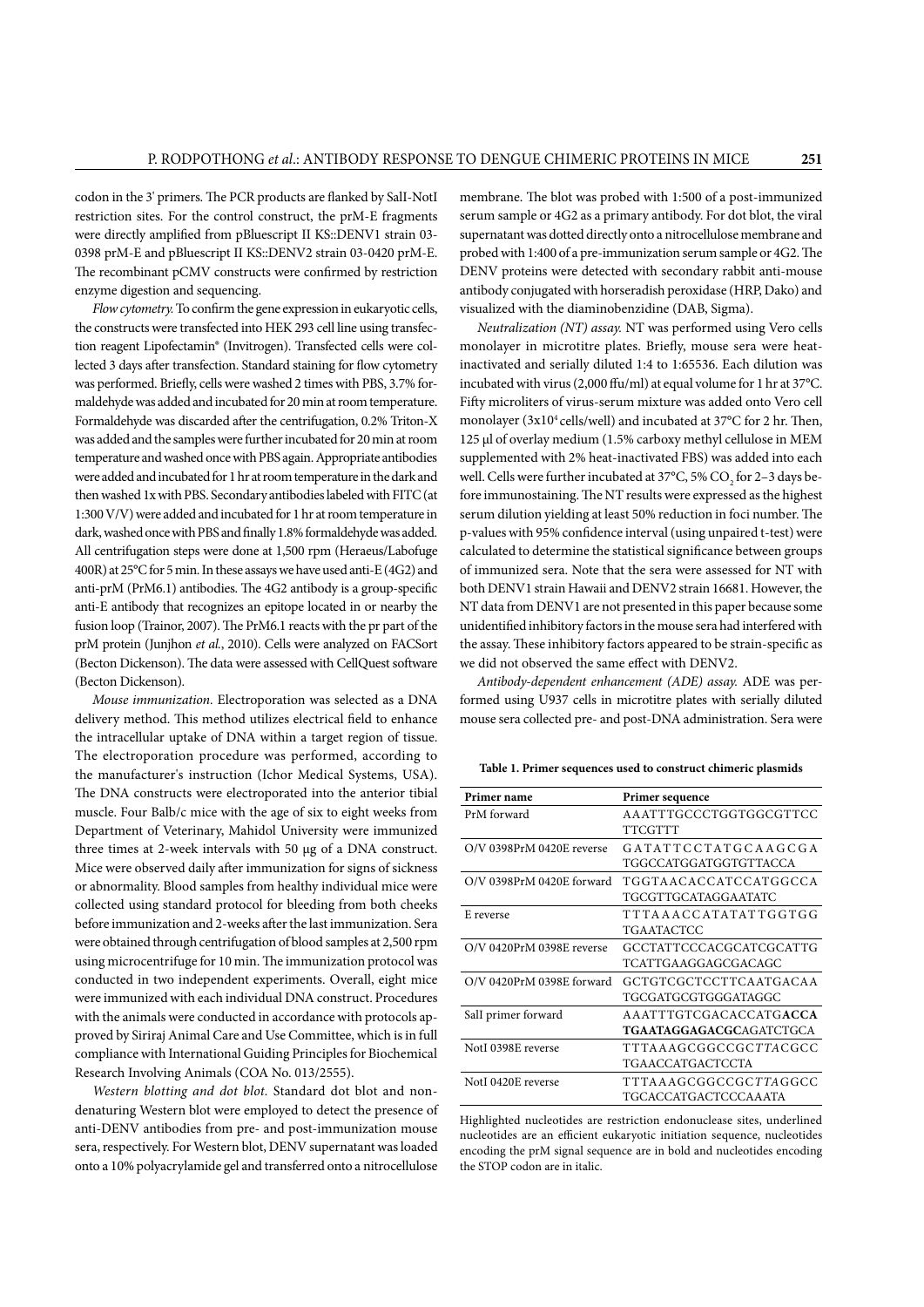codon in the 3' primers. The PCR products are flanked by SalI-NotI restriction sites. For the control construct, the prM-E fragments were directly amplified from pBluescript II KS::DENV1 strain 03-0398 prM-E and pBluescript II KS::DENV2 strain 03-0420 prM-E. The recombinant pCMV constructs were confirmed by restriction enzyme digestion and sequencing.

*Flow cytometry.* To confirm the gene expression in eukaryotic cells, the constructs were transfected into HEK 293 cell line using transfection reagent Lipofectamin® (Invitrogen). Transfected cells were collected 3 days after transfection. Standard staining for flow cytometry was performed. Briefly, cells were washed 2 times with PBS, 3.7% formaldehyde was added and incubated for 20 min at room temperature. Formaldehyde was discarded after the centrifugation, 0.2% Triton-X was added and the samples were further incubated for 20 min at room temperature and washed once with PBS again. Appropriate antibodies were added and incubated for 1 hr at room temperature in the dark and then washed 1x with PBS. Secondary antibodies labeled with FITC (at 1:300 V/V) were added and incubated for 1 hr at room temperature in dark, washed once with PBS and finally 1.8% formaldehyde was added. All centrifugation steps were done at 1,500 rpm (Heraeus/Labofuge 400R) at 25°C for 5 min. In these assays we have used anti-E (4G2) and anti-prM (PrM6.1) antibodies. The 4G2 antibody is a group-specific anti-E antibody that recognizes an epitope located in or nearby the fusion loop (Trainor, 2007). The PrM6.1 reacts with the pr part of the prM protein (Junjhon *et al.*, 2010). Cells were analyzed on FACSort (Becton Dickenson). The data were assessed with CellQuest software (Becton Dickenson).

*Mouse immunization.* Electroporation was selected as a DNA delivery method. This method utilizes electrical field to enhance the intracellular uptake of DNA within a target region of tissue. The electroporation procedure was performed, according to the manufacturer's instruction (Ichor Medical Systems, USA). The DNA constructs were electroporated into the anterior tibial muscle. Four Balb/c mice with the age of six to eight weeks from Department of Veterinary, Mahidol University were immunized three times at 2-week intervals with 50 μg of a DNA construct. Mice were observed daily after immunization for signs of sickness or abnormality. Blood samples from healthy individual mice were collected using standard protocol for bleeding from both cheeks before immunization and 2-weeks after the last immunization. Sera were obtained through centrifugation of blood samples at 2,500 rpm using microcentrifuge for 10 min. The immunization protocol was conducted in two independent experiments. Overall, eight mice were immunized with each individual DNA construct. Procedures with the animals were conducted in accordance with protocols approved by Siriraj Animal Care and Use Committee, which is in full compliance with International Guiding Principles for Biochemical Research Involving Animals (COA No. 013/2555).

*Western blotting and dot blot.* Standard dot blot and non-denaturing Western blot were employed to detect the presence of anti-DENV antibodies from pre- and post-immunization mouse sera, respectively. For Western blot, DENV supernatant was loaded onto a 10% polyacrylamide gel and transferred onto a nitrocellulose membrane. The blot was probed with 1:500 of a post-immunized serum sample or 4G2 as a primary antibody. For dot blot, the viral supernatant was dotted directly onto a nitrocellulose membrane and probed with 1:400 of a pre-immunization serum sample or 4G2. The DENV proteins were detected with secondary rabbit anti-mouse antibody conjugated with horseradish peroxidase (HRP, Dako) and visualized with the diaminobenzidine (DAB, Sigma).

*Neutralization (NT) assay.* NT was performed using Vero cells monolayer in microtitre plates. Briefly, mouse sera were heat-inactivated and serially diluted 1:4 to 1:65536. Each dilution was incubated with virus (2,000 ffu/ml) at equal volume for 1 hr at 37°C. Fifty microliters of virus-serum mixture was added onto Vero cell monolayer ($3x10^4$ cells/well) and incubated at 37°C for 2 hr. Then, 125 μl of overlay medium (1.5% carboxy methyl cellulose in MEM supplemented with 2% heat-inactivated FBS) was added into each well. Cells were further incubated at 37°C, 5% $CO_2$ for 2–3 days before immunostaining. The NT results were expressed as the highest serum dilution yielding at least 50% reduction in foci number. The p-values with 95% confidence interval (using unpaired t-test) were calculated to determine the statistical significance between groups of immunized sera. Note that the sera were assessed for NT with both DENV1 strain Hawaii and DENV2 strain 16681. However, the NT data from DENV1 are not presented in this paper because some unidentified inhibitory factors in the mouse sera had interfered with the assay. These inhibitory factors appeared to be strain-specific as we did not observed the same effect with DENV2.

*Antibody-dependent enhancement (ADE) assay.* ADE was performed using U937 cells in microtitre plates with serially diluted mouse sera collected pre- and post-DNA administration. Sera were

**Table 1. Primer sequences used to construct chimeric plasmids**

| Primer name | Primer sequence |
|---|---|
| PrM forward | AAATTTGCCCTGGTGGCGTTCCTTCGTTT |
| O/V 0398PrM 0420E reverse | GATATTCCTATGCAAGCGATGGCCATGGATGGTGTTACCA |
| O/V 0398PrM 0420E forward | TGGTAACACCATCCATGGCCATGCGTTGCATAGGAATATC |
| E reverse | TTTAAACCATATATTGGTGGTGAATACTCC |
| O/V 0420PrM 0398E reverse | GCCTATCCCACGCATCGCATTGTCATTGAAGGAGCGACAGC |
| O/V 0420PrM 0398E forward | GCTGTCGCTCCTTCAATGACAATGCGATGCGTGGGATAGGC |
| SalI primer forward | AAATTTGTCGACACCATG**ACCATGAATAGGAGACGC**AGATCTGCA |
| NotI 0398E reverse | TTTAAAGCGGCCGC*TTA*CGCCTGAACCATGACTCCTA |
| NotI 0420E reverse | TTTAAAGCGGCCGC*TTA*GGCCTGCACCATGACTCCCAAATA |

Highlighted nucleotides are restriction endonuclease sites, underlined nucleotides are an efficient eukaryotic initiation sequence, nucleotides encoding the prM signal sequence are in bold and nucleotides encoding the STOP codon are in italic.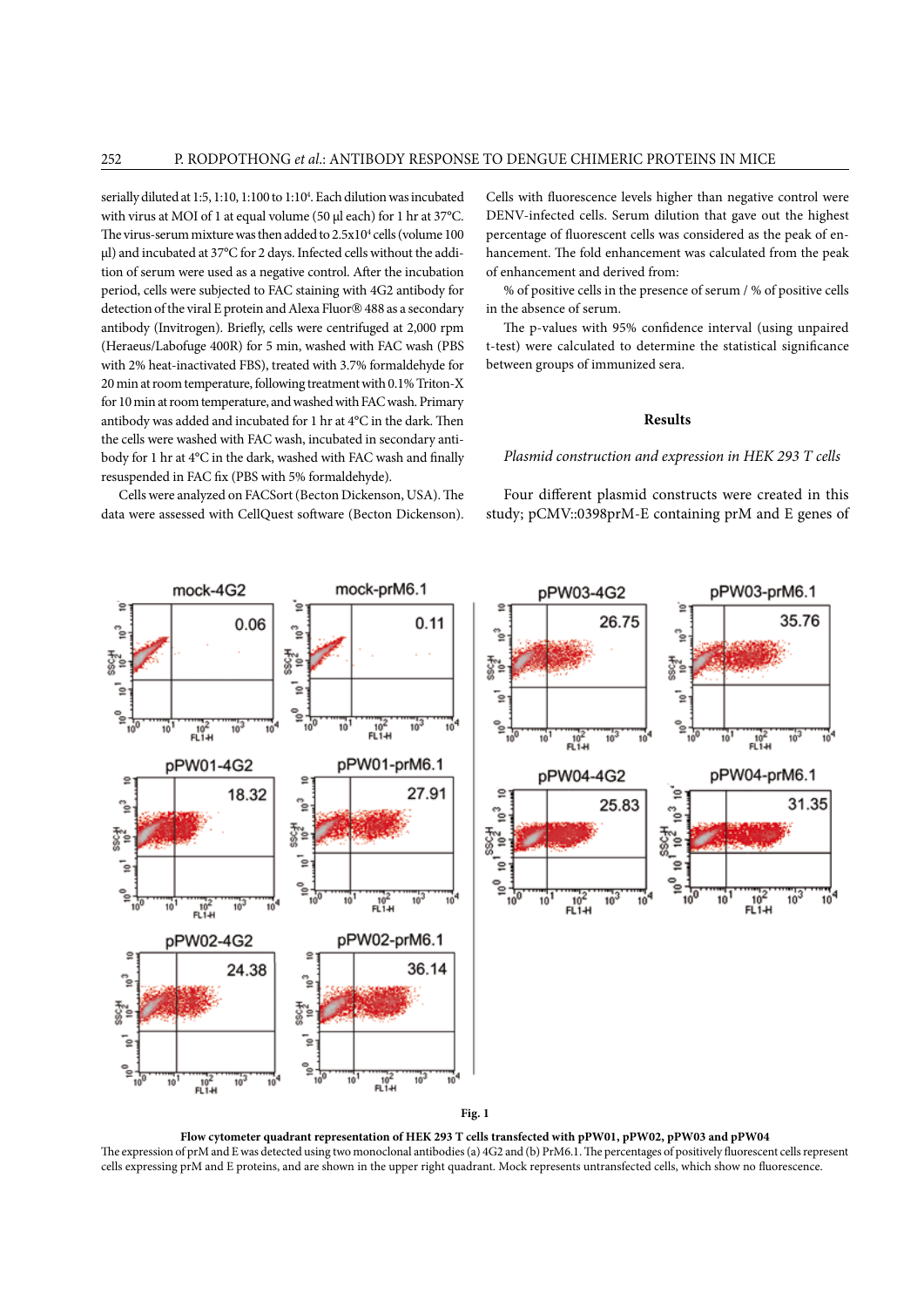serially diluted at 1:5, 1:10, 1:100 to 1:10[4]. Each dilution was incubated with virus at MOI of 1 at equal volume (50 µl each) for 1 hr at 37°C. The virus-serum mixture was then added to 2.5x10[4] cells (volume 100 µl) and incubated at 37°C for 2 days. Infected cells without the addition of serum were used as a negative control. After the incubation period, cells were subjected to FAC staining with 4G2 antibody for detection of the viral E protein and Alexa Fluor® 488 as a secondary antibody (Invitrogen). Briefly, cells were centrifuged at 2,000 rpm (Heraeus/Labofuge 400R) for 5 min, washed with FAC wash (PBS with 2% heat-inactivated FBS), treated with 3.7% formaldehyde for 20 min at room temperature, following treatment with 0.1% Triton-X for 10 min at room temperature, and washed with FAC wash. Primary antibody was added and incubated for 1 hr at 4°C in the dark. Then the cells were washed with FAC wash, incubated in secondary antibody for 1 hr at 4°C in the dark, washed with FAC wash and finally resuspended in FAC fix (PBS with 5% formaldehyde).

Cells were analyzed on FACSort (Becton Dickenson, USA). The data were assessed with CellQuest software (Becton Dickenson). Cells with fluorescence levels higher than negative control were DENV-infected cells. Serum dilution that gave out the highest percentage of fluorescent cells was considered as the peak of enhancement. The fold enhancement was calculated from the peak of enhancement and derived from:

% of positive cells in the presence of serum / % of positive cells in the absence of serum.

The p-values with 95% confidence interval (using unpaired t-test) were calculated to determine the statistical significance between groups of immunized sera.

## Results

### *Plasmid construction and expression in HEK 293 T cells*

Four different plasmid constructs were created in this study; pCMV::0398prM-E containing prM and E genes of

**Fig. 1**

**Flow cytometer quadrant representation of HEK 293 T cells transfected with pPW01, pPW02, pPW03 and pPW04**

The expression of prM and E was detected using two monoclonal antibodies (a) 4G2 and (b) PrM6.1. The percentages of positively fluorescent cells represent cells expressing prM and E proteins, and are shown in the upper right quadrant. Mock represents untransfected cells, which show no fluorescence.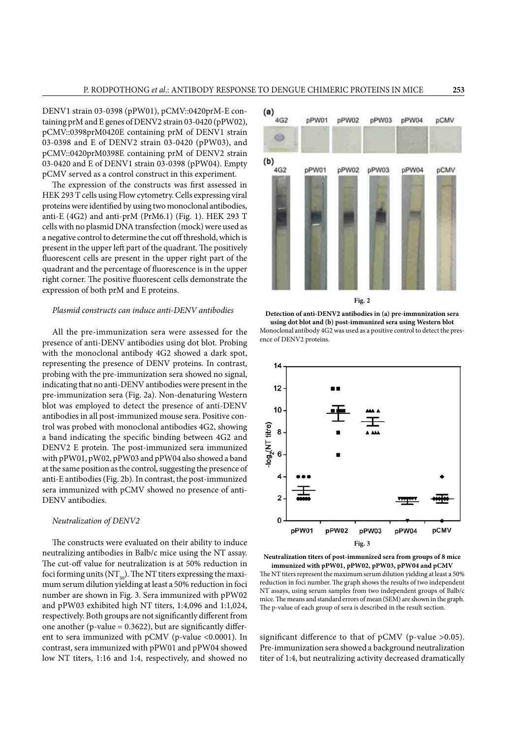DENV1 strain 03-0398 (pPW01), pCMV::0420prM-E containing prM and E genes of DENV2 strain 03-0420 (pPW02), pCMV::0398prM0420E containing prM of DENV1 strain 03-0398 and E of DENV2 strain 03-0420 (pPW03), and pCMV::0420prM0398E containing prM of DENV2 strain 03-0420 and E of DENV1 strain 03-0398 (pPW04). Empty pCMV served as a control construct in this experiment.

The expression of the constructs was first assessed in HEK 293 T cells using Flow cytometry. Cells expressing viral proteins were identified by using two monoclonal antibodies, anti-E (4G2) and anti-prM (PrM6.1) (Fig. 1). HEK 293 T cells with no plasmid DNA transfection (mock) were used as a negative control to determine the cut off threshold, which is present in the upper left part of the quadrant. The positively fluorescent cells are present in the upper right part of the quadrant and the percentage of fluorescence is in the upper right corner. The positive fluorescent cells demonstrate the expression of both prM and E proteins.

*Plasmid constructs can induce anti-DENV antibodies*

All the pre-immunization sera were assessed for the presence of anti-DENV antibodies using dot blot. Probing with the monoclonal antibody 4G2 showed a dark spot, representing the presence of DENV proteins. In contrast, probing with the pre-immunization sera showed no signal, indicating that no anti-DENV antibodies were present in the pre-immunization sera (Fig. 2a). Non-denaturing Western blot was employed to detect the presence of anti-DENV antibodies in all post-immunized mouse sera. Positive control was probed with monoclonal antibodies 4G2, showing a band indicating the specific binding between 4G2 and DENV2 E protein. The post-immunized sera immunized with pPW01, pW02, pPW03 and pPW04 also showed a band at the same position as the control, suggesting the presence of anti-E antibodies (Fig. 2b). In contrast, the post-immunized sera immunized with pCMV showed no presence of anti-DENV antibodies.

**Fig. 2**

**Detection of anti-DENV2 antibodies in (a) pre-immunization sera using dot blot and (b) post-immunized sera using Western blot**
Monoclonal antibody 4G2 was used as a positive control to detect the presence of DENV2 proteins.

*Neutralization of DENV2*

The constructs were evaluated on their ability to induce neutralizing antibodies in Balb/c mice using the NT assay. The cut-off value for neutralization is at 50% reduction in foci forming units ($NT_{50}$). The NT titers expressing the maximum serum dilution yielding at least a 50% reduction in foci number are shown in Fig. 3. Sera immunized with pPW02 and pPW03 exhibited high NT titers, 1:4,096 and 1:1,024, respectively. Both groups are not significantly different from one another (p-value = 0.3622), but are significantly different to sera immunized with pCMV (p-value <0.0001). In contrast, sera immunized with pPW01 and pPW04 showed low NT titers, 1:16 and 1:4, respectively, and showed no significant difference to that of pCMV (p-value >0.05). Pre-immunization sera showed a background neutralization titer of 1:4, but neutralizing activity decreased dramatically

**Fig. 3**

**Neutralization titers of post-immunized sera from groups of 8 mice immunized with pPW01, pPW02, pPW03, pPW04 and pCMV**
The NT titers represent the maximum serum dilution yielding at least a 50% reduction in foci number. The graph shows the results of two independent NT assays, using serum samples from two independent groups of Balb/c mice. The means and standard errors of mean (SEM) are shown in the graph. The p-value of each group of sera is described in the result section.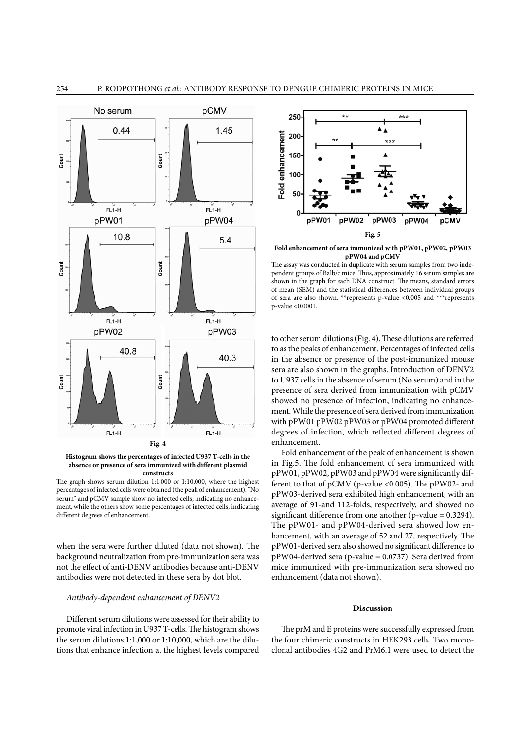**Fig. 4**

**Histogram shows the percentages of infected U937 T-cells in the absence or presence of sera immunized with different plasmid constructs**

The graph shows serum dilution 1:1,000 or 1:10,000, where the highest percentages of infected cells were obtained (the peak of enhancement). "No serum" and pCMV sample show no infected cells, indicating no enhancement, while the others show some percentages of infected cells, indicating different degrees of enhancement.

when the sera were further diluted (data not shown). The background neutralization from pre-immunization sera was not the effect of anti-DENV antibodies because anti-DENV antibodies were not detected in these sera by dot blot.

### *Antibody-dependent enhancement of DENV2*

Different serum dilutions were assessed for their ability to promote viral infection in U937 T-cells. The histogram shows the serum dilutions 1:1,000 or 1:10,000, which are the dilutions that enhance infection at the highest levels compared to other serum dilutions (Fig. 4). These dilutions are referred to as the peaks of enhancement. Percentages of infected cells in the absence or presence of the post-immunized mouse sera are also shown in the graphs. Introduction of DENV2 to U937 cells in the absence of serum (No serum) and in the presence of sera derived from immunization with pCMV showed no presence of infection, indicating no enhancement. While the presence of sera derived from immunization with pPW01 pPW02 pPW03 or pPW04 promoted different degrees of infection, which reflected different degrees of enhancement.

Fold enhancement of the peak of enhancement is shown in Fig.5. The fold enhancement of sera immunized with pPW01, pPW02, pPW03 and pPW04 were significantly different to that of pCMV (p-value <0.005). The pPW02- and pPW03-derived sera exhibited high enhancement, with an average of 91-and 112-folds, respectively, and showed no significant difference from one another (p-value = 0.3294). The pPW01- and pPW04-derived sera showed low enhancement, with an average of 52 and 27, respectively. The pPW01-derived sera also showed no significant difference to pPW04-derived sera (p-value = 0.0737). Sera derived from mice immunized with pre-immunization sera showed no enhancement (data not shown).

**Fig. 5**

**Fold enhancement of sera immunized with pPW01, pPW02, pPW03 pPW04 and pCMV**

The assay was conducted in duplicate with serum samples from two independent groups of Balb/c mice. Thus, approximately 16 serum samples are shown in the graph for each DNA construct. The means, standard errors of mean (SEM) and the statistical differences between individual groups of sera are also shown. **represents p-value <0.005 and ***represents p-value <0.0001.

## Discussion

The prM and E proteins were successfully expressed from the four chimeric constructs in HEK293 cells. Two monoclonal antibodies 4G2 and PrM6.1 were used to detect the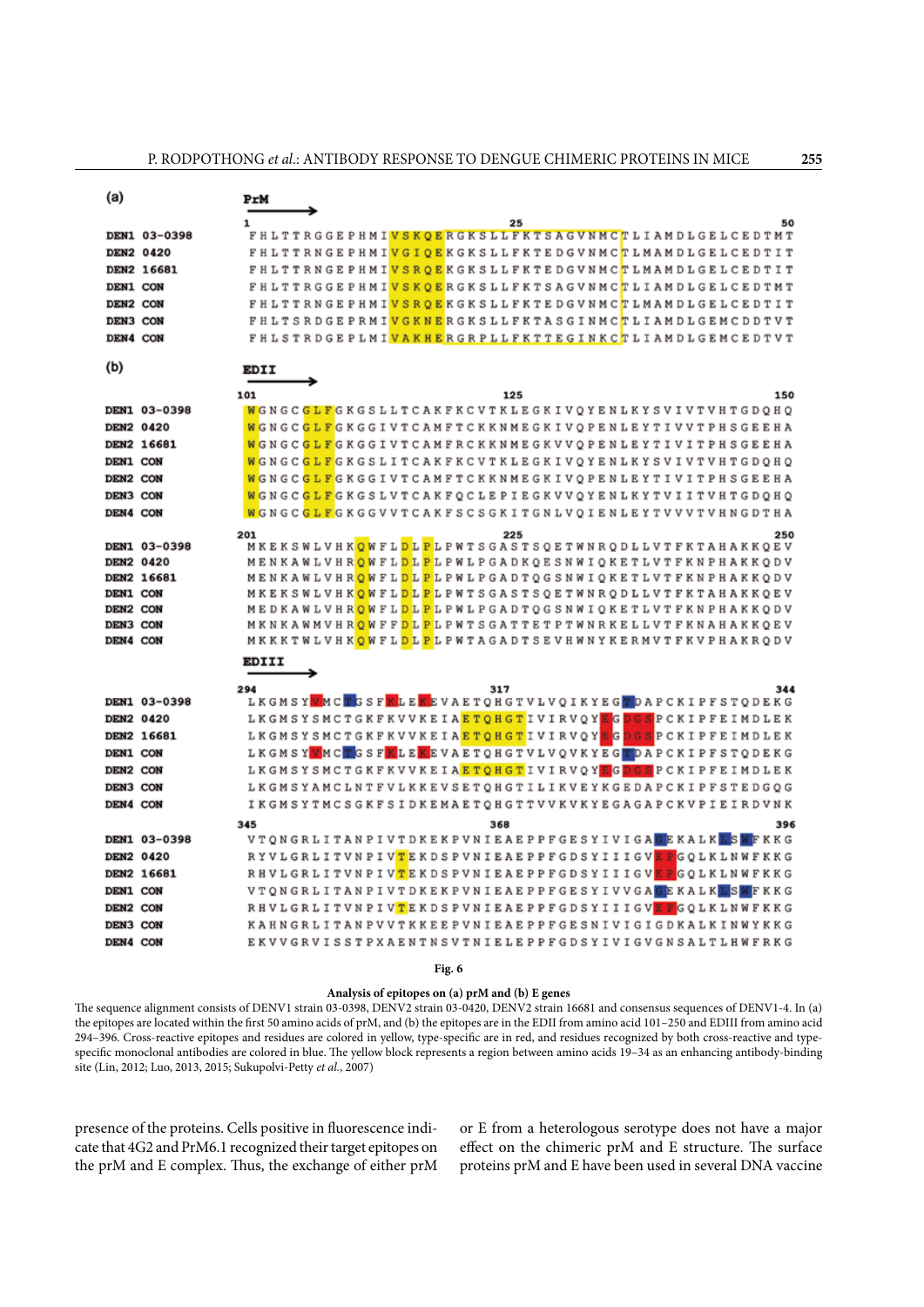```
(a)              PrM
                 1                       25                       50
DEN1 03-0398     FHLTTRGGEPHMIVSKQERGKSLLFKTSAGVNMCTLIAMDLGELCEDTMT
DEN2 0420        FHLTTRNGEPHMIVGIQEKGKSLLFKTEDGVNMCTLMAMDLGELCEDTIT
DEN2 16681       FHLTTRNGEPHMIVSRQEKGKSLLFKTEDGVNMCTLMAMDLGELCEDTIT
DEN1 CON         FHLTTRGGEPHMIVSKQERGKSLLFKTSAGVNMCTLIAMDLGELCEDTMT
DEN2 CON         FHLTTRNGEPHMIVSRQEKGKSLLFKTEDGVNMCTLMAMDLGELCEDTIT
DEN3 CON         FHLTSRDGEPRMIVGKNERGKSLLFKTASGINMCTLIAMDLGEMCDDTVT
DEN4 CON         FHLSTRDGEPLMIVAKHERGRPLLFKTTEGINKCTLIAMDLGEMCEDTVT

(b)              EDII
                 101                     125                      150
DEN1 03-0398     WGNGCGLFGKGSLLTCAKFKCVTKLEGKIVQYENLKYSVIVTVHTGDQHQ
DEN2 0420        WGNGCGLFGKGGIVTCAMFTCKKNMEGKIVQPENLEYTIVVTPHSGEEHA
DEN2 16681       WGNGCGLFGKGGIVTCAMFTCKKNMEGKIVQPENLEYTIVITPHSGEEHA
DEN1 CON         WGNGCGLFGKGSLITCAKFKCVTKLEGKIVQYENLKYSVIVTVHTGDQHQ
DEN2 CON         WGNGCGLFGKGGIVTCAMFRCKKNMEGKVVQPENLEYTIVITPHSGEEHA
DEN3 CON         WGNGCGLFGKGSLVTCAKFQCLEPIEGKVVQYENLKYTVIITVHTGDQHQ
DEN4 CON         WGNGCGLFGKGGVVTCAKFSCSGKITGNLVQIENLEYTVVVTVHNGDTHA

                 201                     225                      250
DEN1 03-0398     MKEKSWLVHKQWFLDLPLPWTSGASTSQETWNRQDLLVTFKTAHAKKQEV
DEN2 0420        MENKAWLVHRQWFLDLPLPWLPGADKQESNWIQKETLVTFKNPHAKKQDV
DEN2 16681       MENKAWLVHRQWFLDLPLPWLPGADTQGSNWIQKETLVTFKNPHAKKQDV
DEN1 CON         MKEKSWLVHKQWFLDLPLPWTSGASTSQETWNRQDLLVTFKTAHAKKQEV
DEN2 CON         MEDKAWLVHRQWFLDLPLPWLPGADTQGSNWIQKETLVTFKNPHAKKQDV
DEN3 CON         MKNKAWMVHRQWFFDLPLPWTSGATTETPTWNRKELLVTFKNAHAKKQEV
DEN4 CON         MKKTWLVHKQWFLDLPLPWTAGADTSEVHWNYKERMVTFKVPHAKRQDV

                 EDIII
                 294                     317                      344
DEN1 03-0398     LKGMSYVMCTGSFKLEKEVAETQHGTVLVQIKYEGTDAPCKIPFSTQDEKG
DEN2 0420        LKGMSYSMCTGKFKVVKEIAETQHGTIVIRVQYEGDGSPCKIPFEIMDLEK
DEN2 16681       LKGMSYSMCTGKFKVVKEIAETQHGTIVIRVQYEGDGSPCKIPFEIMDLEK
DEN1 CON         LKGMSYVMCTGSFKLEKEVAETQHGTVLVQVKYEGTDAPCKIPFSTQDEKG
DEN2 CON         LKGMSYSMCTGKFKVVKEIAETQHGTIVIRVQYEGDGSPCKIPFEIMDLEK
DEN3 CON         LKGMSYAMCLNTFVLKKEVSETQHGTILIKVEYKGEDAPCKIPFSTEDGQG
DEN4 CON         IKGMSYTMCSGKFSIDKEMAETQHGTTVVKVKYEGAGAPCKVPIEIRDVNK

                 345                     368                      396
DEN1 03-0398     VTQNGRLITANPIVTDKEKPVNIEAEPPFGESYIVIGAEEKALKLSWFKKG
DEN2 0420        RYVLGRLITVNPIVTEKDSPVNIEAEPPFGDSYIIIGVEPGQLKLNWFKKG
DEN2 16681       RHVLGRLITVNPIVTEKDSPVNIEAEPPFGDSYIIIGVEPGQLKLNWFKKG
DEN1 CON         VTQNGRLITANPIVTDKEKPVNIEAEPPFGESYIVVGAGEKALKLSWFKKG
DEN2 CON         RHVLGRLITVNPIVTEKDSPVNIEAEPPFGDSYIIIGVEPGQLKLNWFKKG
DEN3 CON         KAHNGRLITANPVVTKKEEPVNIEAEPPFGESNIVIGIGDKALKINWYKKG
DEN4 CON         EKVVGRVISSTPXAENTNSVTNIELEPPFGDSYIVIGVGNSALTLHWFRKG
```

**Fig. 6**

**Analysis of epitopes on (a) prM and (b) E genes**

The sequence alignment consists of DENV1 strain 03-0398, DENV2 strain 03-0420, DENV2 strain 16681 and consensus sequences of DENV1-4. In (a) the epitopes are located within the first 50 amino acids of prM, and (b) the epitopes are in the EDII from amino acid 101–250 and EDIII from amino acid 294–396. Cross-reactive epitopes and residues are colored in yellow, type-specific are in red, and residues recognized by both cross-reactive and type-specific monoclonal antibodies are colored in blue. The yellow block represents a region between amino acids 19–34 as an enhancing antibody-binding site (Lin, 2012; Luo, 2013, 2015; Sukupolvi-Petty *et al.*, 2007)

presence of the proteins. Cells positive in fluorescence indicate that 4G2 and PrM6.1 recognized their target epitopes on the prM and E complex. Thus, the exchange of either prM or E from a heterologous serotype does not have a major effect on the chimeric prM and E structure. The surface proteins prM and E have been used in several DNA vaccine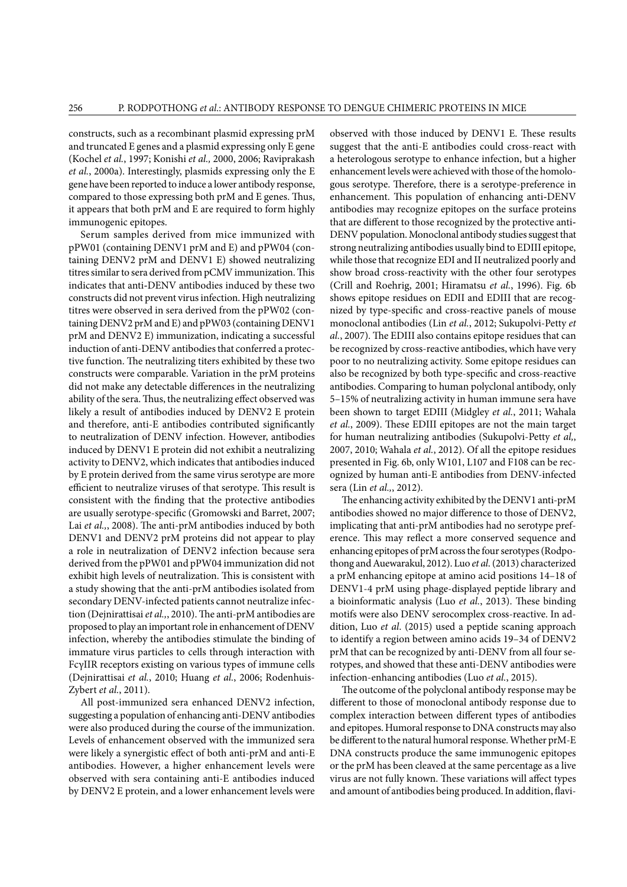constructs, such as a recombinant plasmid expressing prM and truncated E genes and a plasmid expressing only E gene (Kochel *et al.*, 1997; Konishi *et al.,* 2000, 2006; Raviprakash *et al.*, 2000a). Interestingly, plasmids expressing only the E gene have been reported to induce a lower antibody response, compared to those expressing both prM and E genes. Thus, it appears that both prM and E are required to form highly immunogenic epitopes.

Serum samples derived from mice immunized with pPW01 (containing DENV1 prM and E) and pPW04 (containing DENV2 prM and DENV1 E) showed neutralizing titres similar to sera derived from pCMV immunization. This indicates that anti-DENV antibodies induced by these two constructs did not prevent virus infection. High neutralizing titres were observed in sera derived from the pPW02 (containing DENV2 prM and E) and pPW03 (containing DENV1 prM and DENV2 E) immunization, indicating a successful induction of anti-DENV antibodies that conferred a protective function. The neutralizing titers exhibited by these two constructs were comparable. Variation in the prM proteins did not make any detectable differences in the neutralizing ability of the sera. Thus, the neutralizing effect observed was likely a result of antibodies induced by DENV2 E protein and therefore, anti-E antibodies contributed significantly to neutralization of DENV infection. However, antibodies induced by DENV1 E protein did not exhibit a neutralizing activity to DENV2, which indicates that antibodies induced by E protein derived from the same virus serotype are more efficient to neutralize viruses of that serotype. This result is consistent with the finding that the protective antibodies are usually serotype-specific (Gromowski and Barret, 2007; Lai *et al.,*, 2008). The anti-prM antibodies induced by both DENV1 and DENV2 prM proteins did not appear to play a role in neutralization of DENV2 infection because sera derived from the pPW01 and pPW04 immunization did not exhibit high levels of neutralization. This is consistent with a study showing that the anti-prM antibodies isolated from secondary DENV-infected patients cannot neutralize infection (Dejnirattisai *et al.,*, 2010). The anti-prM antibodies are proposed to play an important role in enhancement of DENV infection, whereby the antibodies stimulate the binding of immature virus particles to cells through interaction with FcγIIR receptors existing on various types of immune cells (Dejnirattisai *et al.*, 2010; Huang *et al.*, 2006; Rodenhuis-Zybert *et al.*, 2011).

All post-immunized sera enhanced DENV2 infection, suggesting a population of enhancing anti-DENV antibodies were also produced during the course of the immunization. Levels of enhancement observed with the immunized sera were likely a synergistic effect of both anti-prM and anti-E antibodies. However, a higher enhancement levels were observed with sera containing anti-E antibodies induced by DENV2 E protein, and a lower enhancement levels were observed with those induced by DENV1 E. These results suggest that the anti-E antibodies could cross-react with a heterologous serotype to enhance infection, but a higher enhancement levels were achieved with those of the homologous serotype. Therefore, there is a serotype-preference in enhancement. This population of enhancing anti-DENV antibodies may recognize epitopes on the surface proteins that are different to those recognized by the protective anti-DENV population. Monoclonal antibody studies suggest that strong neutralizing antibodies usually bind to EDIII epitope, while those that recognize EDI and II neutralized poorly and show broad cross-reactivity with the other four serotypes (Crill and Roehrig, 2001; Hiramatsu *et al.*, 1996). Fig. 6b shows epitope residues on EDII and EDIII that are recognized by type-specific and cross-reactive panels of mouse monoclonal antibodies (Lin *et al.*, 2012; Sukupolvi-Petty *et al.*, 2007). The EDIII also contains epitope residues that can be recognized by cross-reactive antibodies, which have very poor to no neutralizing activity. Some epitope residues can also be recognized by both type-specific and cross-reactive antibodies. Comparing to human polyclonal antibody, only 5–15% of neutralizing activity in human immune sera have been shown to target EDIII (Midgley *et al.*, 2011; Wahala *et al.*, 2009). These EDIII epitopes are not the main target for human neutralizing antibodies (Sukupolvi-Petty *et al,*, 2007, 2010; Wahala *et al.*, 2012). Of all the epitope residues presented in Fig. 6b, only W101, L107 and F108 can be recognized by human anti-E antibodies from DENV-infected sera (Lin *et al.,*, 2012).

The enhancing activity exhibited by the DENV1 anti-prM antibodies showed no major difference to those of DENV2, implicating that anti-prM antibodies had no serotype preference. This may reflect a more conserved sequence and enhancing epitopes of prM across the four serotypes (Rodpothong and Auewarakul, 2012). Luo *et al.* (2013) characterized a prM enhancing epitope at amino acid positions 14–18 of DENV1-4 prM using phage-displayed peptide library and a bioinformatic analysis (Luo *et al.*, 2013). These binding motifs were also DENV serocomplex cross-reactive. In addition, Luo *et al.* (2015) used a peptide scaning approach to identify a region between amino acids 19–34 of DENV2 prM that can be recognized by anti-DENV from all four serotypes, and showed that these anti-DENV antibodies were infection-enhancing antibodies (Luo *et al.*, 2015).

The outcome of the polyclonal antibody response may be different to those of monoclonal antibody response due to complex interaction between different types of antibodies and epitopes. Humoral response to DNA constructs may also be different to the natural humoral response. Whether prM-E DNA constructs produce the same immunogenic epitopes or the prM has been cleaved at the same percentage as a live virus are not fully known. These variations will affect types and amount of antibodies being produced. In addition, flavi-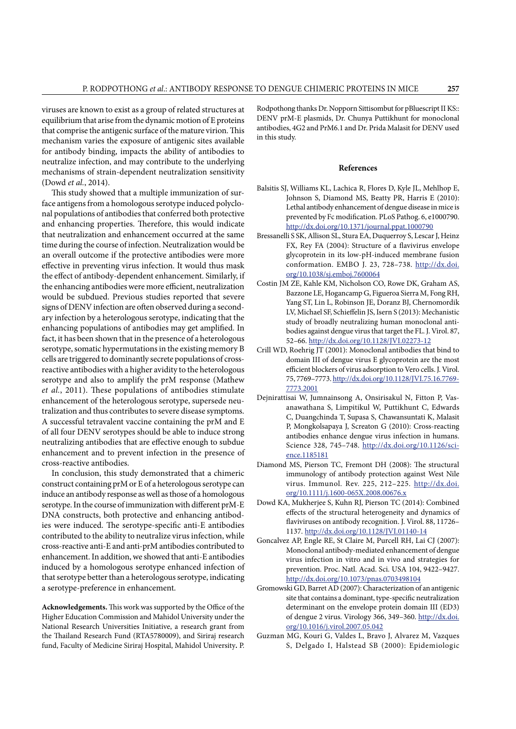viruses are known to exist as a group of related structures at equilibrium that arise from the dynamic motion of E proteins that comprise the antigenic surface of the mature virion. This mechanism varies the exposure of antigenic sites available for antibody binding, impacts the ability of antibodies to neutralize infection, and may contribute to the underlying mechanisms of strain-dependent neutralization sensitivity (Dowd *et al.*, 2014).

This study showed that a multiple immunization of surface antigens from a homologous serotype induced polyclonal populations of antibodies that conferred both protective and enhancing properties. Therefore, this would indicate that neutralization and enhancement occurred at the same time during the course of infection. Neutralization would be an overall outcome if the protective antibodies were more effective in preventing virus infection. It would thus mask the effect of antibody-dependent enhancement. Similarly, if the enhancing antibodies were more efficient, neutralization would be subdued. Previous studies reported that severe signs of DENV infection are often observed during a secondary infection by a heterologous serotype, indicating that the enhancing populations of antibodies may get amplified. In fact, it has been shown that in the presence of a heterologous serotype, somatic hypermutations in the existing memory B cells are triggered to dominantly secrete populations of cross-reactive antibodies with a higher avidity to the heterologous serotype and also to amplify the prM response (Mathew *et al.*, 2011). These populations of antibodies stimulate enhancement of the heterologous serotype, supersede neutralization and thus contributes to severe disease symptoms. A successful tetravalent vaccine containing the prM and E of all four DENV serotypes should be able to induce strong neutralizing antibodies that are effective enough to subdue enhancement and to prevent infection in the presence of cross-reactive antibodies.

In conclusion, this study demonstrated that a chimeric construct containing prM or E of a heterologous serotype can induce an antibody response as well as those of a homologous serotype. In the course of immunization with different prM-E DNA constructs, both protective and enhancing antibodies were induced. The serotype-specific anti-E antibodies contributed to the ability to neutralize virus infection, while cross-reactive anti-E and anti-prM antibodies contributed to enhancement. In addition, we showed that anti-E antibodies induced by a homologous serotype enhanced infection of that serotype better than a heterologous serotype, indicating a serotype-preference in enhancement.

**Acknowledgements.** This work was supported by the Office of the Higher Education Commission and Mahidol University under the National Research Universities Initiative, a research grant from the Thailand Research Fund (RTA5780009), and Siriraj research fund, Faculty of Medicine Siriraj Hospital, Mahidol University**.** P. Rodpothong thanks Dr. Nopporn Sittisombut for pBluescript II KS:: DENV prM-E plasmids, Dr. Chunya Puttikhunt for monoclonal antibodies, 4G2 and PrM6.1 and Dr. Prida Malasit for DENV used in this study.

## References

Balsitis SJ, Williams KL, Lachica R, Flores D, Kyle JL, Mehlhop E, Johnson S, Diamond MS, Beatty PR, Harris E (2010): Lethal antibody enhancement of dengue disease in mice is prevented by Fc modification. PLoS Pathog. 6, e1000790. http://dx.doi.org/10.1371/journal.ppat.1000790

Bressanelli S SK, Allison SL, Stura EA, Duquerroy S, Lescar J, Heinz FX, Rey FA (2004): Structure of a flavivirus envelope glycoprotein in its low-pH-induced membrane fusion conformation. EMBO J. 23, 728–738. http://dx.doi.org/10.1038/sj.emboj.7600064

Costin JM ZE, Kahle KM, Nicholson CO, Rowe DK, Graham AS, Bazzone LE, Hogancamp G, Figueroa Sierra M, Fong RH, Yang ST, Lin L, Robinson JE, Doranz BJ, Chernomordik LV, Michael SF, Schieffelin JS, Isern S (2013): Mechanistic study of broadly neutralizing human monoclonal antibodies against dengue virus that target the FL. J. Virol. 87, 52–66. http://dx.doi.org/10.1128/JVI.02273-12

Crill WD, Roehrig JT (2001): Monoclonal antibodies that bind to domain III of dengue virus E glycoprotein are the most efficient blockers of virus adsorption to Vero cells. J. Virol. 75, 7769–7773. http://dx.doi.org/10.1128/JVI.75.16.7769-7773.2001

Dejnirattisai W, Jumnainsong A, Onsirisakul N, Fitton P, Vasanawathana S, Limpitikul W, Puttikhunt C, Edwards C, Duangchinda T, Supasa S, Chawansuntati K, Malasit P, Mongkolsapaya J, Screaton G (2010): Cross-reacting antibodies enhance dengue virus infection in humans. Science 328, 745–748. http://dx.doi.org/10.1126/science.1185181

Diamond MS, Pierson TC, Fremont DH (2008): The structural immunology of antibody protection against West Nile virus. Immunol. Rev. 225, 212–225. http://dx.doi.org/10.1111/j.1600-065X.2008.00676.x

Dowd KA, Mukherjee S, Kuhn RJ, Pierson TC (2014): Combined effects of the structural heterogeneity and dynamics of flaviviruses on antibody recognition. J. Virol. 88, 11726–1137. http://dx.doi.org/10.1128/JVI.01140-14

Goncalvez AP, Engle RE, St Claire M, Purcell RH, Lai CJ (2007): Monoclonal antibody-mediated enhancement of dengue virus infection in vitro and in vivo and strategies for prevention. Proc. Natl. Acad. Sci. USA 104, 9422–9427. http://dx.doi.org/10.1073/pnas.0703498104

Gromowski GD, Barret AD (2007): Characterization of an antigenic site that contains a dominant, type-specific neutralization determinant on the envelope protein domain III (ED3) of dengue 2 virus. Virology 366, 349–360. http://dx.doi.org/10.1016/j.virol.2007.05.042

Guzman MG, Kouri G, Valdes L, Bravo J, Alvarez M, Vazques S, Delgado I, Halstead SB (2000): Epidemiologic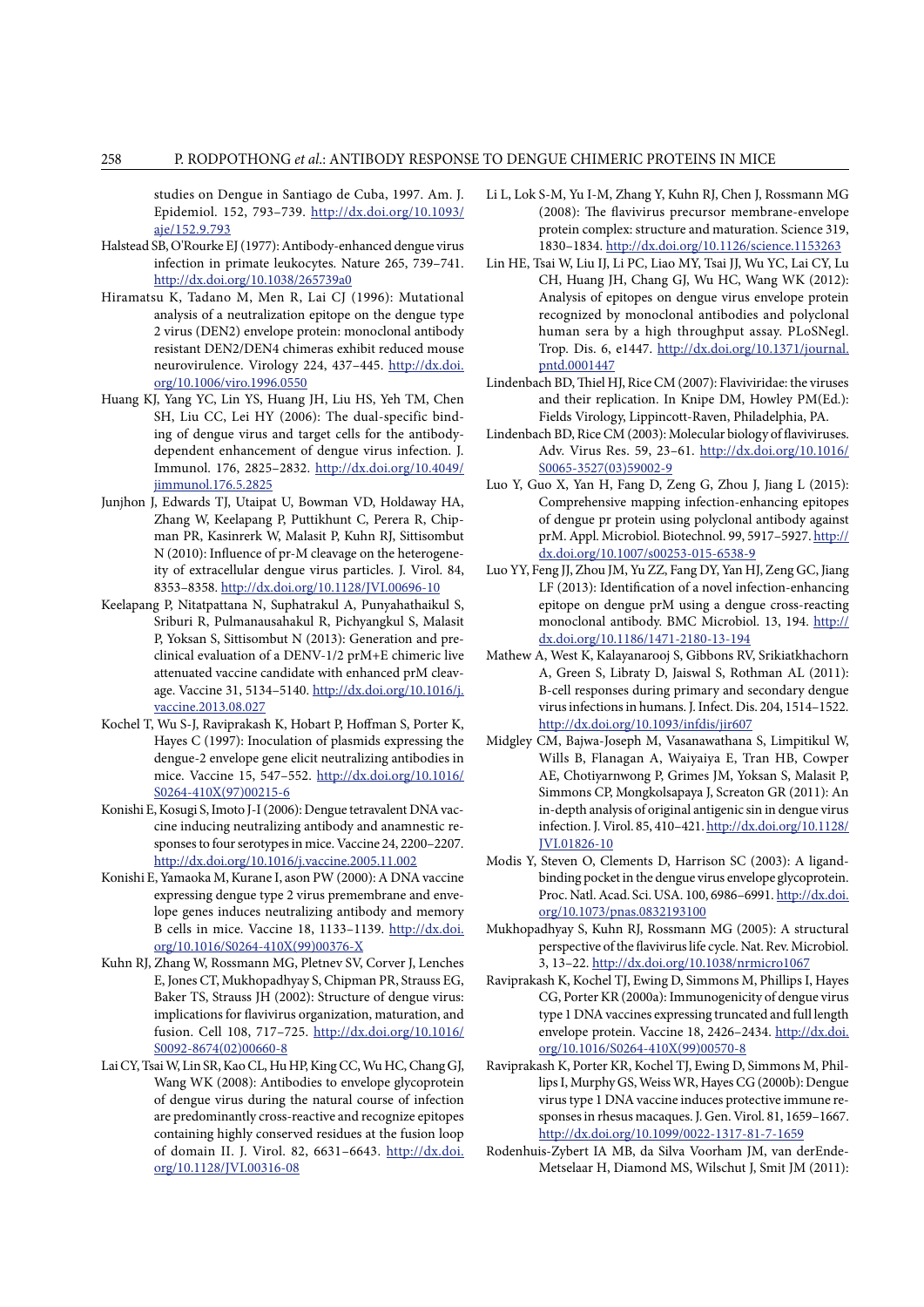studies on Dengue in Santiago de Cuba, 1997. Am. J. Epidemiol. 152, 793–739. http://dx.doi.org/10.1093/aje/152.9.793

Halstead SB, O'Rourke EJ (1977): Antibody-enhanced dengue virus infection in primate leukocytes. Nature 265, 739–741. http://dx.doi.org/10.1038/265739a0

Hiramatsu K, Tadano M, Men R, Lai CJ (1996): Mutational analysis of a neutralization epitope on the dengue type 2 virus (DEN2) envelope protein: monoclonal antibody resistant DEN2/DEN4 chimeras exhibit reduced mouse neurovirulence. Virology 224, 437–445. http://dx.doi.org/10.1006/viro.1996.0550

Huang KJ, Yang YC, Lin YS, Huang JH, Liu HS, Yeh TM, Chen SH, Liu CC, Lei HY (2006): The dual-specific binding of dengue virus and target cells for the antibody-dependent enhancement of dengue virus infection. J. Immunol. 176, 2825–2832. http://dx.doi.org/10.4049/jimmunol.176.5.2825

Junjhon J, Edwards TJ, Utaipat U, Bowman VD, Holdaway HA, Zhang W, Keelapang P, Puttikhunt C, Perera R, Chipman PR, Kasinrerk W, Malasit P, Kuhn RJ, Sittisombut N (2010): Influence of pr-M cleavage on the heterogeneity of extracellular dengue virus particles. J. Virol. 84, 8353–8358. http://dx.doi.org/10.1128/JVI.00696-10

Keelapang P, Nitatpattana N, Suphatrakul A, Punyahathaikul S, Sriburi R, Pulmanausahakul R, Pichyangkul S, Malasit P, Yoksan S, Sittisombut N (2013): Generation and preclinical evaluation of a DENV-1/2 prM+E chimeric live attenuated vaccine candidate with enhanced prM cleavage. Vaccine 31, 5134–5140. http://dx.doi.org/10.1016/j.vaccine.2013.08.027

Kochel T, Wu S-J, Raviprakash K, Hobart P, Hoffman S, Porter K, Hayes C (1997): Inoculation of plasmids expressing the dengue-2 envelope gene elicit neutralizing antibodies in mice. Vaccine 15, 547–552. http://dx.doi.org/10.1016/S0264-410X(97)00215-6

Konishi E, Kosugi S, Imoto J-I (2006): Dengue tetravalent DNA vaccine inducing neutralizing antibody and anamnestic responses to four serotypes in mice. Vaccine 24, 2200–2207. http://dx.doi.org/10.1016/j.vaccine.2005.11.002

Konishi E, Yamaoka M, Kurane I, ason PW (2000): A DNA vaccine expressing dengue type 2 virus premembrane and envelope genes induces neutralizing antibody and memory B cells in mice. Vaccine 18, 1133–1139. http://dx.doi.org/10.1016/S0264-410X(99)00376-X

Kuhn RJ, Zhang W, Rossmann MG, Pletnev SV, Corver J, Lenches E, Jones CT, Mukhopadhyay S, Chipman PR, Strauss EG, Baker TS, Strauss JH (2002): Structure of dengue virus: implications for flavivirus organization, maturation, and fusion. Cell 108, 717–725. http://dx.doi.org/10.1016/S0092-8674(02)00660-8

Lai CY, Tsai W, Lin SR, Kao CL, Hu HP, King CC, Wu HC, Chang GJ, Wang WK (2008): Antibodies to envelope glycoprotein of dengue virus during the natural course of infection are predominantly cross-reactive and recognize epitopes containing highly conserved residues at the fusion loop of domain II. J. Virol. 82, 6631–6643. http://dx.doi.org/10.1128/JVI.00316-08

Li L, Lok S-M, Yu I-M, Zhang Y, Kuhn RJ, Chen J, Rossmann MG (2008): The flavivirus precursor membrane-envelope protein complex: structure and maturation. Science 319, 1830–1834. http://dx.doi.org/10.1126/science.1153263

Lin HE, Tsai W, Liu IJ, Li PC, Liao MY, Tsai JJ, Wu YC, Lai CY, Lu CH, Huang JH, Chang GJ, Wu HC, Wang WK (2012): Analysis of epitopes on dengue virus envelope protein recognized by monoclonal antibodies and polyclonal human sera by a high throughput assay. PLoSNegl. Trop. Dis. 6, e1447. http://dx.doi.org/10.1371/journal.pntd.0001447

Lindenbach BD, Thiel HJ, Rice CM (2007): Flaviviridae: the viruses and their replication. In Knipe DM, Howley PM(Ed.): Fields Virology, Lippincott-Raven, Philadelphia, PA.

Lindenbach BD, Rice CM (2003): Molecular biology of flaviviruses. Adv. Virus Res. 59, 23–61. http://dx.doi.org/10.1016/S0065-3527(03)59002-9

Luo Y, Guo X, Yan H, Fang D, Zeng G, Zhou J, Jiang L (2015): Comprehensive mapping infection-enhancing epitopes of dengue pr protein using polyclonal antibody against prM. Appl. Microbiol. Biotechnol. 99, 5917–5927. http://dx.doi.org/10.1007/s00253-015-6538-9

Luo YY, Feng JJ, Zhou JM, Yu ZZ, Fang DY, Yan HJ, Zeng GC, Jiang LF (2013): Identification of a novel infection-enhancing epitope on dengue prM using a dengue cross-reacting monoclonal antibody. BMC Microbiol. 13, 194. http://dx.doi.org/10.1186/1471-2180-13-194

Mathew A, West K, Kalayanarooj S, Gibbons RV, Srikiatkhachorn A, Green S, Libraty D, Jaiswal S, Rothman AL (2011): B-cell responses during primary and secondary dengue virus infections in humans. J. Infect. Dis. 204, 1514–1522. http://dx.doi.org/10.1093/infdis/jir607

Midgley CM, Bajwa-Joseph M, Vasanawathana S, Limpitikul W, Wills B, Flanagan A, Waiyaiya E, Tran HB, Cowper AE, Chotiyarnwong P, Grimes JM, Yoksan S, Malasit P, Simmons CP, Mongkolsapaya J, Screaton GR (2011): An in-depth analysis of original antigenic sin in dengue virus infection. J. Virol. 85, 410–421. http://dx.doi.org/10.1128/JVI.01826-10

Modis Y, Steven O, Clements D, Harrison SC (2003): A ligand-binding pocket in the dengue virus envelope glycoprotein. Proc. Natl. Acad. Sci. USA. 100, 6986–6991. http://dx.doi.org/10.1073/pnas.0832193100

Mukhopadhyay S, Kuhn RJ, Rossmann MG (2005): A structural perspective of the flavivirus life cycle. Nat. Rev. Microbiol. 3, 13–22. http://dx.doi.org/10.1038/nrmicro1067

Raviprakash K, Kochel TJ, Ewing D, Simmons M, Phillips I, Hayes CG, Porter KR (2000a): Immunogenicity of dengue virus type 1 DNA vaccines expressing truncated and full length envelope protein. Vaccine 18, 2426–2434. http://dx.doi.org/10.1016/S0264-410X(99)00570-8

Raviprakash K, Porter KR, Kochel TJ, Ewing D, Simmons M, Phillips I, Murphy GS, Weiss WR, Hayes CG (2000b): Dengue virus type 1 DNA vaccine induces protective immune responses in rhesus macaques. J. Gen. Virol. 81, 1659–1667. http://dx.doi.org/10.1099/0022-1317-81-7-1659

Rodenhuis-Zybert IA MB, da Silva Voorham JM, van derEnde-Metselaar H, Diamond MS, Wilschut J, Smit JM (2011):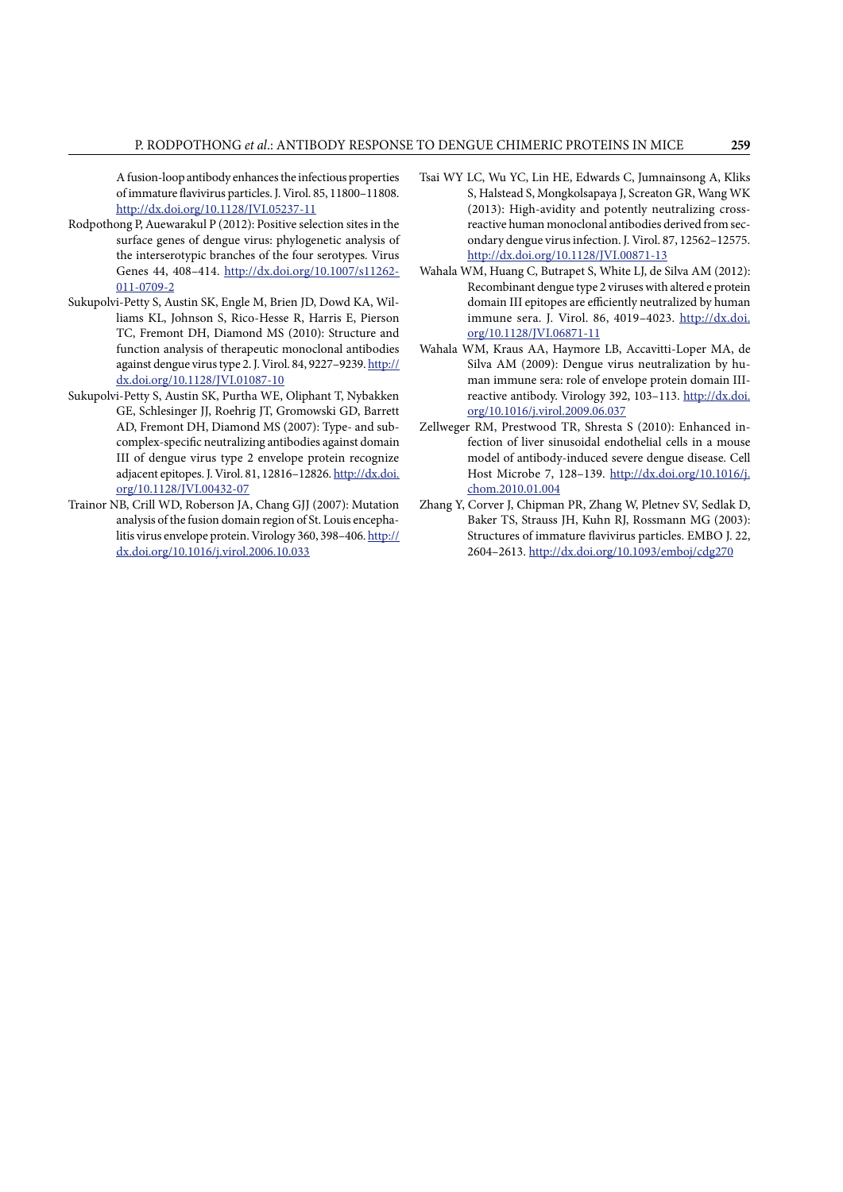A fusion-loop antibody enhances the infectious properties of immature flavivirus particles. J. Virol. 85, 11800–11808. http://dx.doi.org/10.1128/JVI.05237-11

Rodpothong P, Auewarakul P (2012): Positive selection sites in the surface genes of dengue virus: phylogenetic analysis of the interserotypic branches of the four serotypes. Virus Genes 44, 408–414. http://dx.doi.org/10.1007/s11262-011-0709-2

Sukupolvi-Petty S, Austin SK, Engle M, Brien JD, Dowd KA, Williams KL, Johnson S, Rico-Hesse R, Harris E, Pierson TC, Fremont DH, Diamond MS (2010): Structure and function analysis of therapeutic monoclonal antibodies against dengue virus type 2. J. Virol. 84, 9227–9239. http://dx.doi.org/10.1128/JVI.01087-10

Sukupolvi-Petty S, Austin SK, Purtha WE, Oliphant T, Nybakken GE, Schlesinger JJ, Roehrig JT, Gromowski GD, Barrett AD, Fremont DH, Diamond MS (2007): Type- and subcomplex-specific neutralizing antibodies against domain III of dengue virus type 2 envelope protein recognize adjacent epitopes. J. Virol. 81, 12816–12826. http://dx.doi.org/10.1128/JVI.00432-07

Trainor NB, Crill WD, Roberson JA, Chang GJJ (2007): Mutation analysis of the fusion domain region of St. Louis encephalitis virus envelope protein. Virology 360, 398–406. http://dx.doi.org/10.1016/j.virol.2006.10.033

Tsai WY LC, Wu YC, Lin HE, Edwards C, Jumnainsong A, Kliks S, Halstead S, Mongkolsapaya J, Screaton GR, Wang WK (2013): High-avidity and potently neutralizing cross-reactive human monoclonal antibodies derived from secondary dengue virus infection. J. Virol. 87, 12562–12575. http://dx.doi.org/10.1128/JVI.00871-13

Wahala WM, Huang C, Butrapet S, White LJ, de Silva AM (2012): Recombinant dengue type 2 viruses with altered e protein domain III epitopes are efficiently neutralized by human immune sera. J. Virol. 86, 4019–4023. http://dx.doi.org/10.1128/JVI.06871-11

Wahala WM, Kraus AA, Haymore LB, Accavitti-Loper MA, de Silva AM (2009): Dengue virus neutralization by human immune sera: role of envelope protein domain III-reactive antibody. Virology 392, 103–113. http://dx.doi.org/10.1016/j.virol.2009.06.037

Zellweger RM, Prestwood TR, Shresta S (2010): Enhanced infection of liver sinusoidal endothelial cells in a mouse model of antibody-induced severe dengue disease. Cell Host Microbe 7, 128–139. http://dx.doi.org/10.1016/j.chom.2010.01.004

Zhang Y, Corver J, Chipman PR, Zhang W, Pletnev SV, Sedlak D, Baker TS, Strauss JH, Kuhn RJ, Rossmann MG (2003): Structures of immature flavivirus particles. EMBO J. 22, 2604–2613. http://dx.doi.org/10.1093/emboj/cdg270